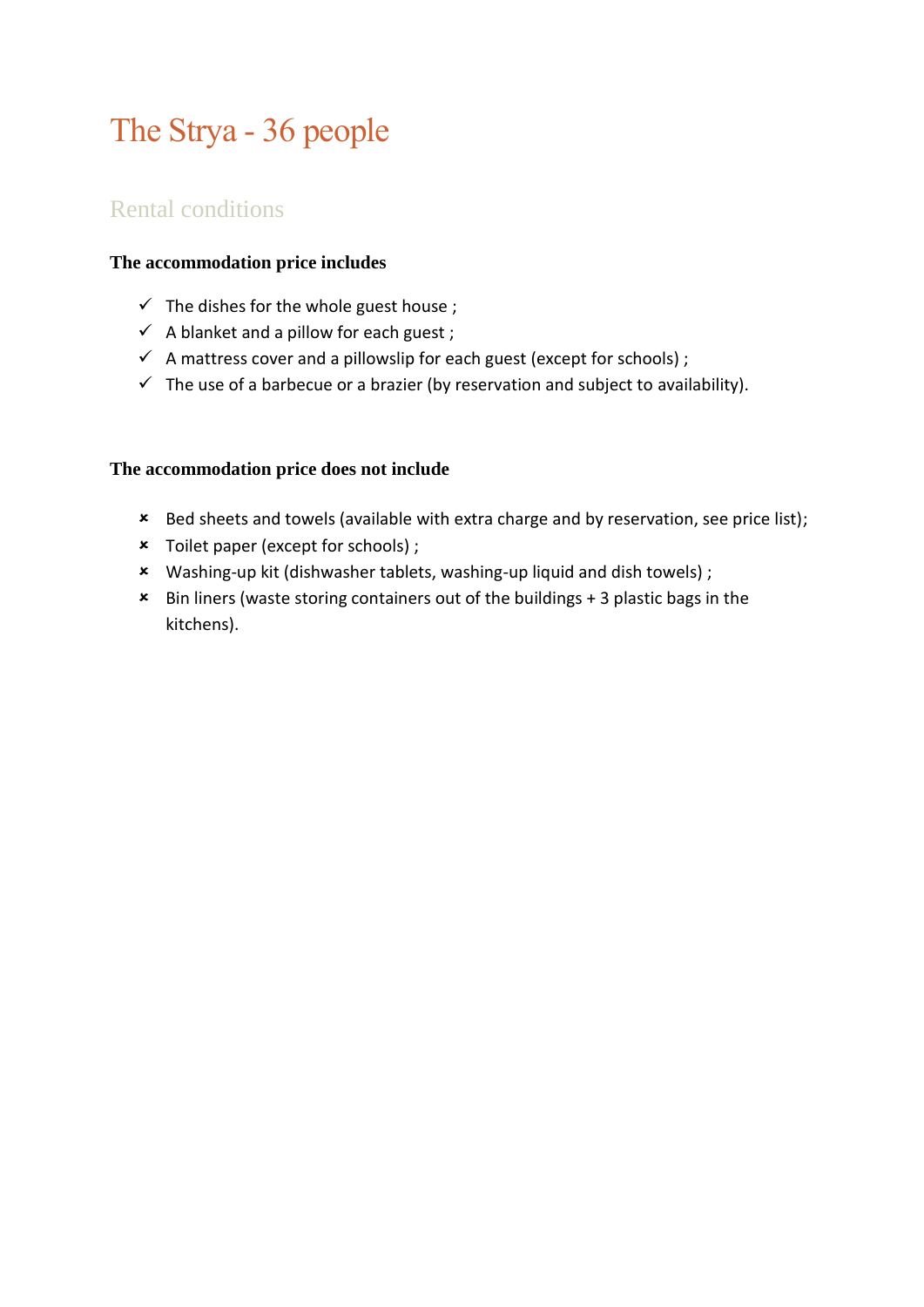# The Strya - 36 people

## Rental conditions

**The accommodation price includes**

- ✓ The dishes for the whole guest house ;
- ✓ A blanket and a pillow for each guest ;
- ✓ A mattress cover and a pillowslip for each guest (except for schools) ;
- ✓ The use of a barbecue or a brazier (by reservation and subject to availability).

**The accommodation price does not include**

- × Bed sheets and towels (available with extra charge and by reservation, see price list);
- × Toilet paper (except for schools) ;
- × Washing-up kit (dishwasher tablets, washing-up liquid and dish towels) ;
- × Bin liners (waste storing containers out of the buildings + 3 plastic bags in the kitchens).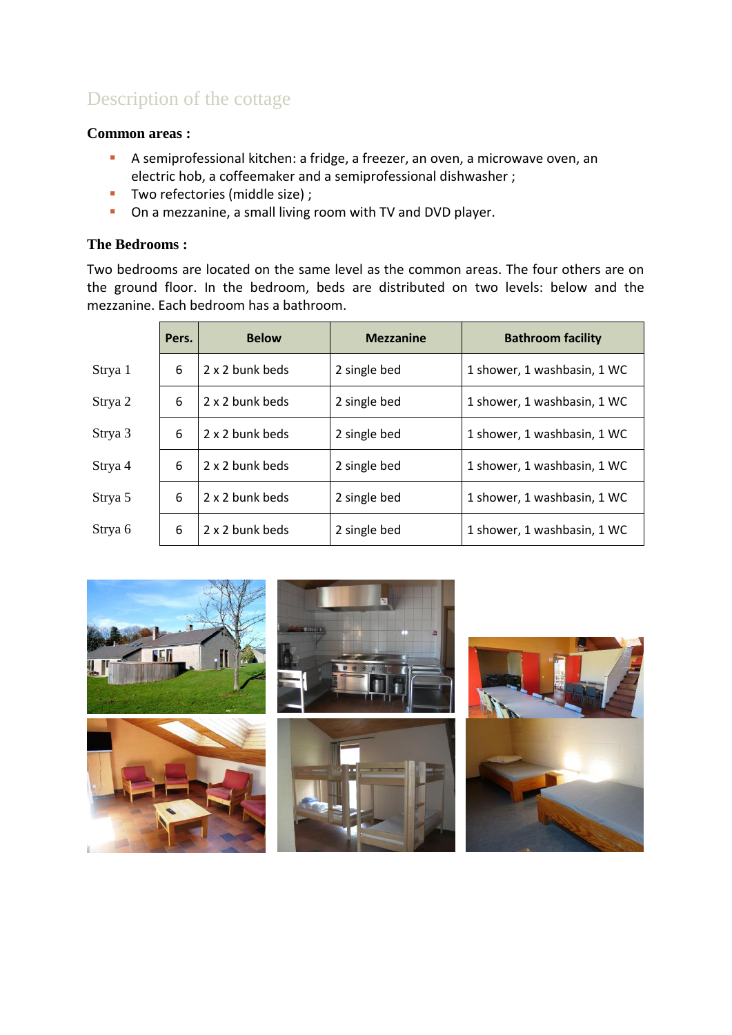## Description of the cottage

**Common areas :**

- A semiprofessional kitchen: a fridge, a freezer, an oven, a microwave oven, an electric hob, a coffeemaker and a semiprofessional dishwasher ;
- Two refectories (middle size) ;
- On a mezzanine, a small living room with TV and DVD player.

**The Bedrooms :**

Two bedrooms are located on the same level as the common areas. The four others are on the ground floor. In the bedroom, beds are distributed on two levels: below and the mezzanine. Each bedroom has a bathroom.

| | Pers. | Below | Mezzanine | Bathroom facility |
|---|---|---|---|---|
| Strya 1 | 6 | 2 x 2 bunk beds | 2 single bed | 1 shower, 1 washbasin, 1 WC |
| Strya 2 | 6 | 2 x 2 bunk beds | 2 single bed | 1 shower, 1 washbasin, 1 WC |
| Strya 3 | 6 | 2 x 2 bunk beds | 2 single bed | 1 shower, 1 washbasin, 1 WC |
| Strya 4 | 6 | 2 x 2 bunk beds | 2 single bed | 1 shower, 1 washbasin, 1 WC |
| Strya 5 | 6 | 2 x 2 bunk beds | 2 single bed | 1 shower, 1 washbasin, 1 WC |
| Strya 6 | 6 | 2 x 2 bunk beds | 2 single bed | 1 shower, 1 washbasin, 1 WC |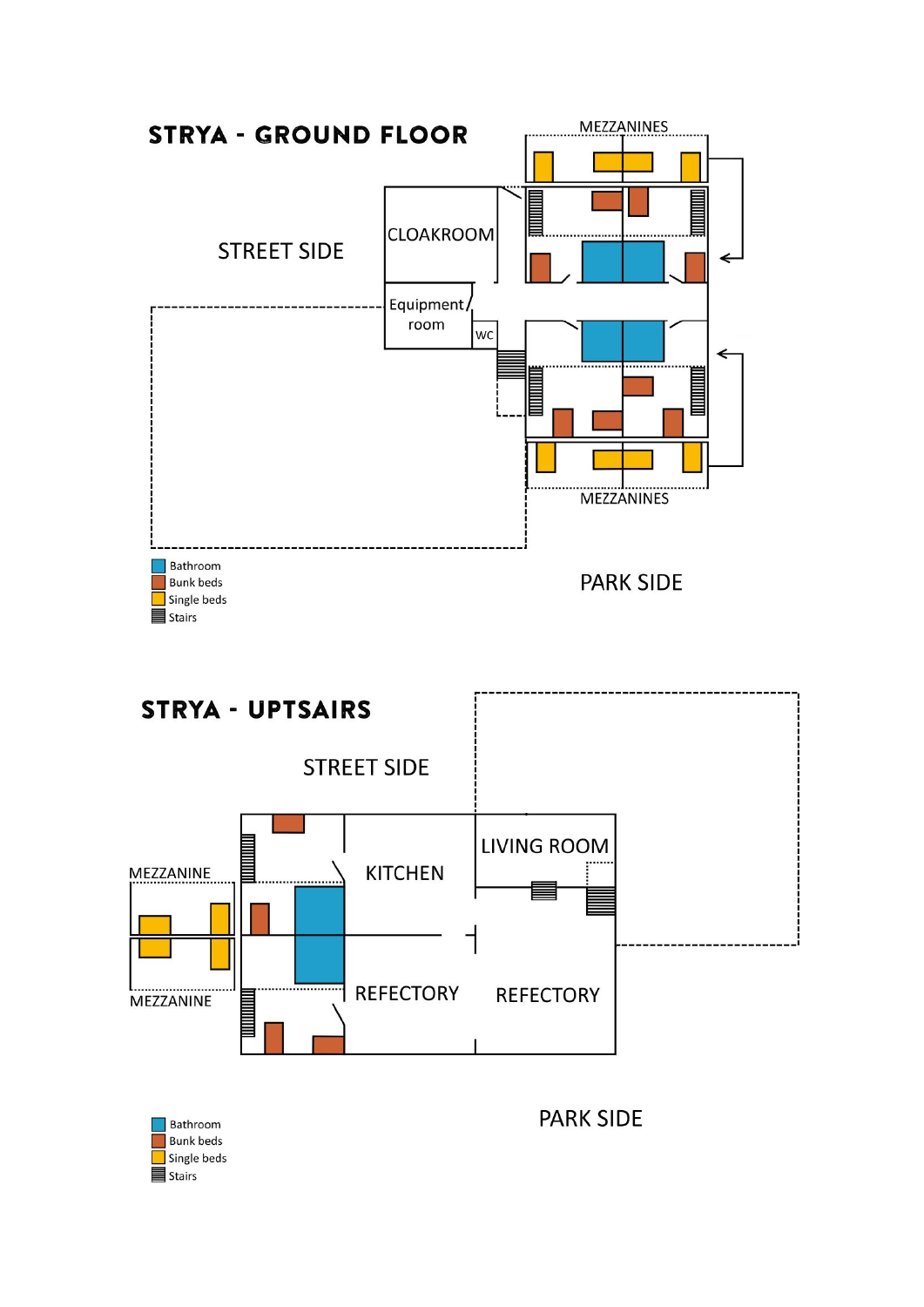# STRYA - GROUND FLOOR

MEZZANINES

STREET SIDE

CLOAKROOM

Equipment room

WC

MEZZANINES

PARK SIDE

Bathroom
Bunk beds
Single beds
Stairs

# STRYA - UPTSAIRS

STREET SIDE

MEZZANINE

KITCHEN

LIVING ROOM

MEZZANINE

REFECTORY

REFECTORY

PARK SIDE

Bathroom
Bunk beds
Single beds
Stairs